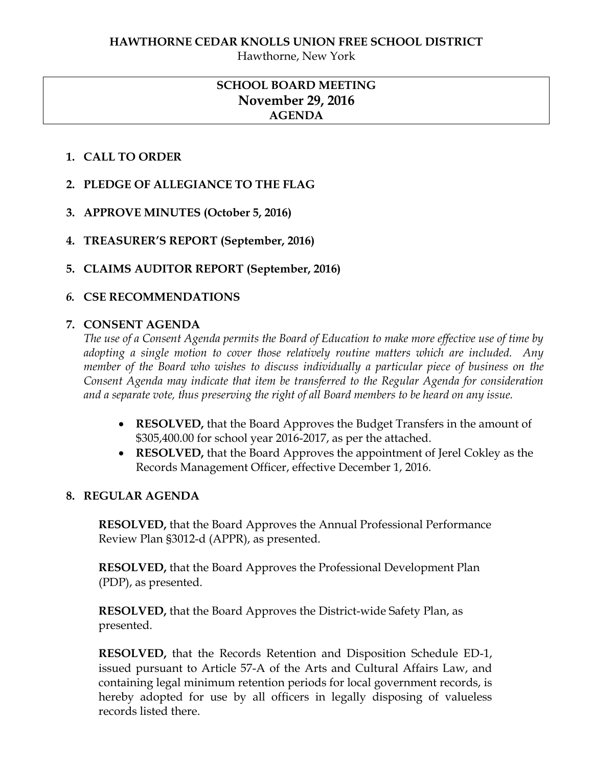**HAWTHORNE CEDAR KNOLLS UNION FREE SCHOOL DISTRICT**

Hawthorne, New York

# SCHOOL BOARD MEETING
## November 29, 2016
### AGENDA

1. **CALL TO ORDER**

2. **PLEDGE OF ALLEGIANCE TO THE FLAG**

3. **APPROVE MINUTES (October 5, 2016)**

4. **TREASURER'S REPORT (September, 2016)**

5. **CLAIMS AUDITOR REPORT (September, 2016)**

6. **CSE RECOMMENDATIONS**

7. **CONSENT AGENDA**

   *The use of a Consent Agenda permits the Board of Education to make more effective use of time by adopting a single motion to cover those relatively routine matters which are included. Any member of the Board who wishes to discuss individually a particular piece of business on the Consent Agenda may indicate that item be transferred to the Regular Agenda for consideration and a separate vote, thus preserving the right of all Board members to be heard on any issue.*

   - **RESOLVED,** that the Board Approves the Budget Transfers in the amount of $305,400.00 for school year 2016-2017, as per the attached.
   - **RESOLVED,** that the Board Approves the appointment of Jerel Cokley as the Records Management Officer, effective December 1, 2016.

8. **REGULAR AGENDA**

   **RESOLVED,** that the Board Approves the Annual Professional Performance Review Plan §3012-d (APPR), as presented.

   **RESOLVED,** that the Board Approves the Professional Development Plan (PDP), as presented.

   **RESOLVED,** that the Board Approves the District-wide Safety Plan, as presented.

   **RESOLVED,** that the Records Retention and Disposition Schedule ED-1, issued pursuant to Article 57-A of the Arts and Cultural Affairs Law, and containing legal minimum retention periods for local government records, is hereby adopted for use by all officers in legally disposing of valueless records listed there.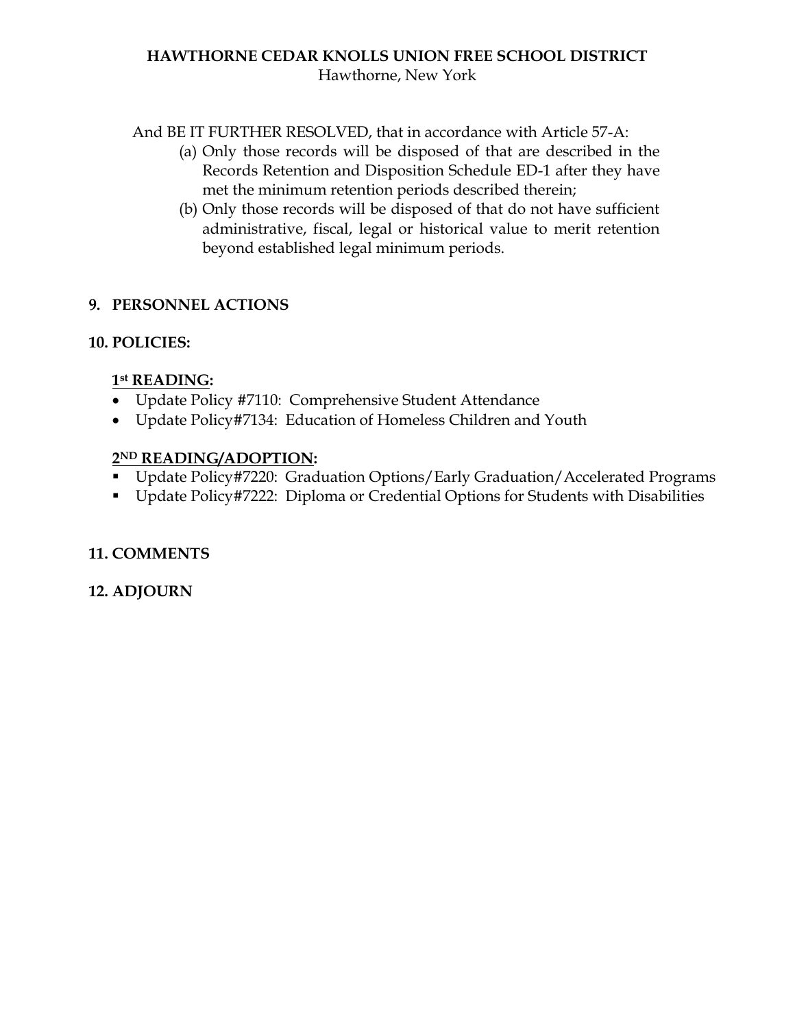**HAWTHORNE CEDAR KNOLLS UNION FREE SCHOOL DISTRICT**
Hawthorne, New York

And BE IT FURTHER RESOLVED, that in accordance with Article 57-A:

(a) Only those records will be disposed of that are described in the Records Retention and Disposition Schedule ED-1 after they have met the minimum retention periods described therein;

(b) Only those records will be disposed of that do not have sufficient administrative, fiscal, legal or historical value to merit retention beyond established legal minimum periods.

**9. PERSONNEL ACTIONS**

**10. POLICIES:**

**1st READING:**

- Update Policy #7110: Comprehensive Student Attendance
- Update Policy#7134: Education of Homeless Children and Youth

**2ND READING/ADOPTION:**

- Update Policy#7220: Graduation Options/Early Graduation/Accelerated Programs
- Update Policy#7222: Diploma or Credential Options for Students with Disabilities

**11. COMMENTS**

**12. ADJOURN**